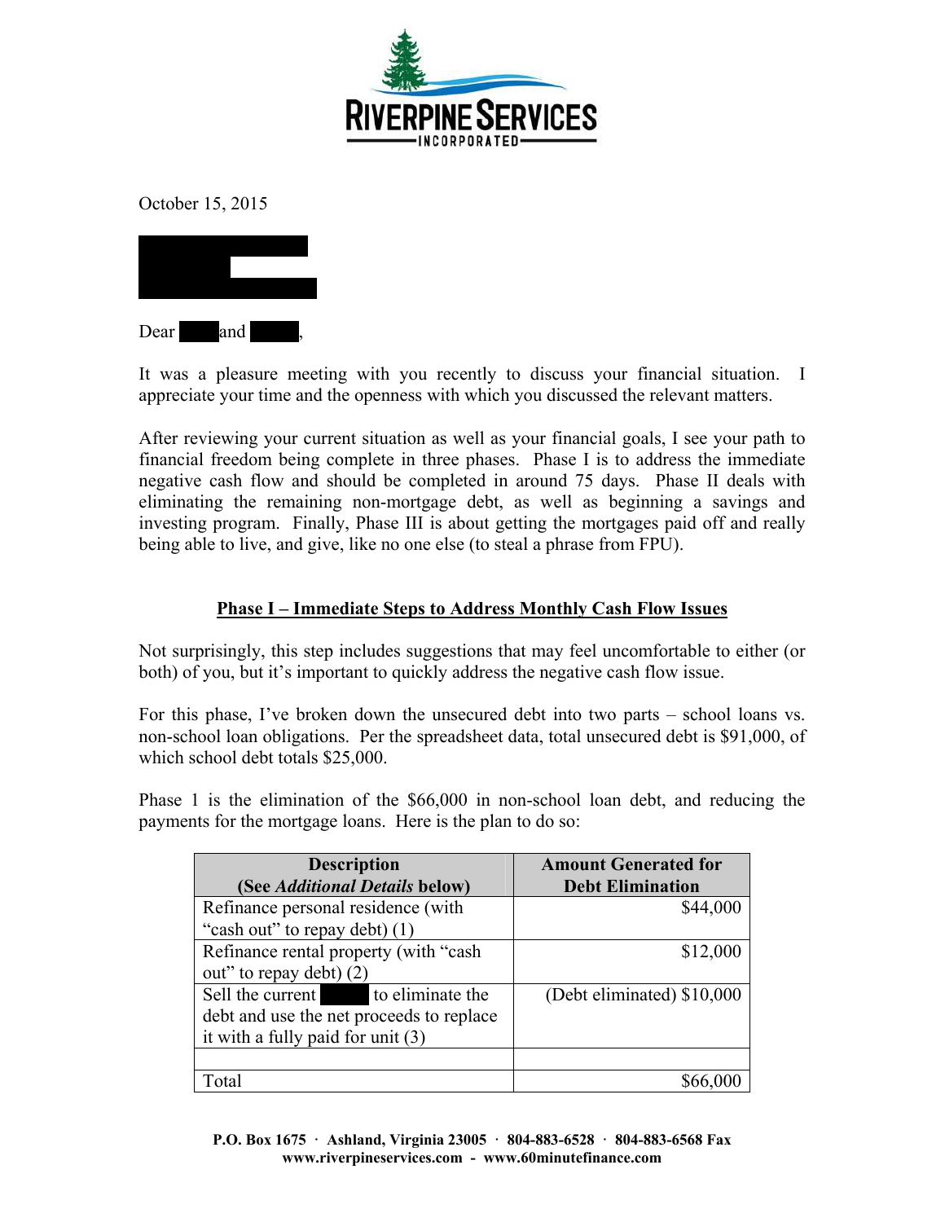RIVERPINE SERVICES
INCORPORATED

October 15, 2015

Dear and ,

It was a pleasure meeting with you recently to discuss your financial situation. I appreciate your time and the openness with which you discussed the relevant matters.

After reviewing your current situation as well as your financial goals, I see your path to financial freedom being complete in three phases. Phase I is to address the immediate negative cash flow and should be completed in around 75 days. Phase II deals with eliminating the remaining non-mortgage debt, as well as beginning a savings and investing program. Finally, Phase III is about getting the mortgages paid off and really being able to live, and give, like no one else (to steal a phrase from FPU).

## Phase I – Immediate Steps to Address Monthly Cash Flow Issues

Not surprisingly, this step includes suggestions that may feel uncomfortable to either (or both) of you, but it's important to quickly address the negative cash flow issue.

For this phase, I've broken down the unsecured debt into two parts – school loans vs. non-school loan obligations. Per the spreadsheet data, total unsecured debt is $91,000, of which school debt totals $25,000.

Phase 1 is the elimination of the $66,000 in non-school loan debt, and reducing the payments for the mortgage loans. Here is the plan to do so:

| Description (See *Additional Details* below) | Amount Generated for Debt Elimination |
|---|---|
| Refinance personal residence (with "cash out" to repay debt) (1) | $44,000 |
| Refinance rental property (with "cash out" to repay debt) (2) | $12,000 |
| Sell the current to eliminate the debt and use the net proceeds to replace it with a fully paid for unit (3) | (Debt eliminated) $10,000 |
| | |
| Total | $66,000 |

P.O. Box 1675 · Ashland, Virginia 23005 · 804-883-6528 · 804-883-6568 Fax
www.riverpineservices.com - www.60minutefinance.com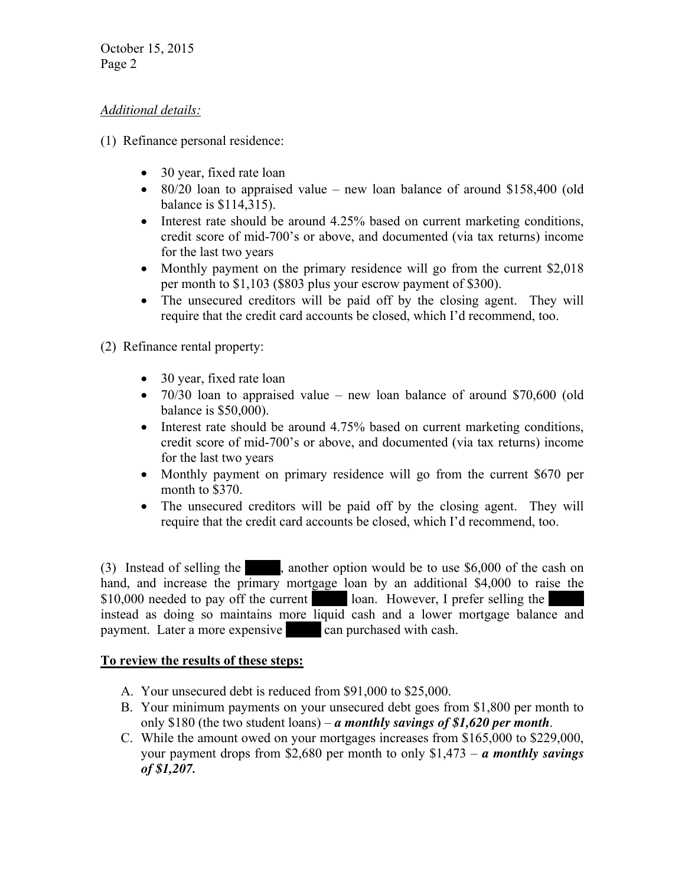*Additional details:*

(1) Refinance personal residence:

- 30 year, fixed rate loan
- 80/20 loan to appraised value – new loan balance of around $158,400 (old balance is $114,315).
- Interest rate should be around 4.25% based on current marketing conditions, credit score of mid-700's or above, and documented (via tax returns) income for the last two years
- Monthly payment on the primary residence will go from the current $2,018 per month to $1,103 ($803 plus your escrow payment of $300).
- The unsecured creditors will be paid off by the closing agent. They will require that the credit card accounts be closed, which I'd recommend, too.

(2) Refinance rental property:

- 30 year, fixed rate loan
- 70/30 loan to appraised value – new loan balance of around $70,600 (old balance is $50,000).
- Interest rate should be around 4.75% based on current marketing conditions, credit score of mid-700's or above, and documented (via tax returns) income for the last two years
- Monthly payment on primary residence will go from the current $670 per month to $370.
- The unsecured creditors will be paid off by the closing agent. They will require that the credit card accounts be closed, which I'd recommend, too.

(3) Instead of selling the ████, another option would be to use $6,000 of the cash on hand, and increase the primary mortgage loan by an additional $4,000 to raise the $10,000 needed to pay off the current ████ loan. However, I prefer selling the ████ instead as doing so maintains more liquid cash and a lower mortgage balance and payment. Later a more expensive ████ can purchased with cash.

**<u>To review the results of these steps:</u>**

A. Your unsecured debt is reduced from $91,000 to $25,000.
B. Your minimum payments on your unsecured debt goes from $1,800 per month to only $180 (the two student loans) – ***a monthly savings of $1,620 per month***.
C. While the amount owed on your mortgages increases from $165,000 to $229,000, your payment drops from $2,680 per month to only $1,473 – ***a monthly savings of $1,207.***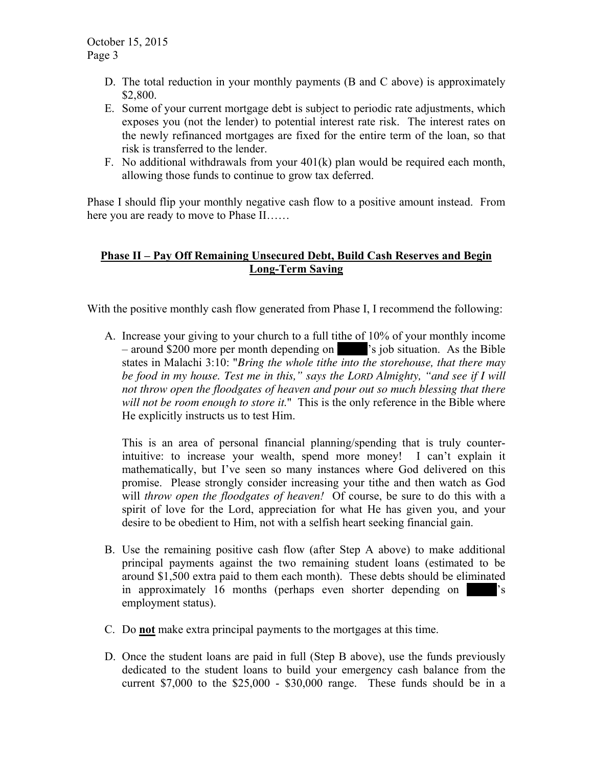D. The total reduction in your monthly payments (B and C above) is approximately $2,800.

E. Some of your current mortgage debt is subject to periodic rate adjustments, which exposes you (not the lender) to potential interest rate risk. The interest rates on the newly refinanced mortgages are fixed for the entire term of the loan, so that risk is transferred to the lender.

F. No additional withdrawals from your 401(k) plan would be required each month, allowing those funds to continue to grow tax deferred.

Phase I should flip your monthly negative cash flow to a positive amount instead. From here you are ready to move to Phase II……

## Phase II – Pay Off Remaining Unsecured Debt, Build Cash Reserves and Begin Long-Term Saving

With the positive monthly cash flow generated from Phase I, I recommend the following:

A. Increase your giving to your church to a full tithe of 10% of your monthly income – around $200 more per month depending on ████'s job situation. As the Bible states in Malachi 3:10: "*Bring the whole tithe into the storehouse, that there may be food in my house. Test me in this," says the LORD Almighty, "and see if I will not throw open the floodgates of heaven and pour out so much blessing that there will not be room enough to store it.*" This is the only reference in the Bible where He explicitly instructs us to test Him.

   This is an area of personal financial planning/spending that is truly counter-intuitive: to increase your wealth, spend more money! I can't explain it mathematically, but I've seen so many instances where God delivered on this promise. Please strongly consider increasing your tithe and then watch as God will *throw open the floodgates of heaven!* Of course, be sure to do this with a spirit of love for the Lord, appreciation for what He has given you, and your desire to be obedient to Him, not with a selfish heart seeking financial gain.

B. Use the remaining positive cash flow (after Step A above) to make additional principal payments against the two remaining student loans (estimated to be around $1,500 extra paid to them each month). These debts should be eliminated in approximately 16 months (perhaps even shorter depending on ████'s employment status).

C. Do **not** make extra principal payments to the mortgages at this time.

D. Once the student loans are paid in full (Step B above), use the funds previously dedicated to the student loans to build your emergency cash balance from the current $7,000 to the $25,000 - $30,000 range. These funds should be in a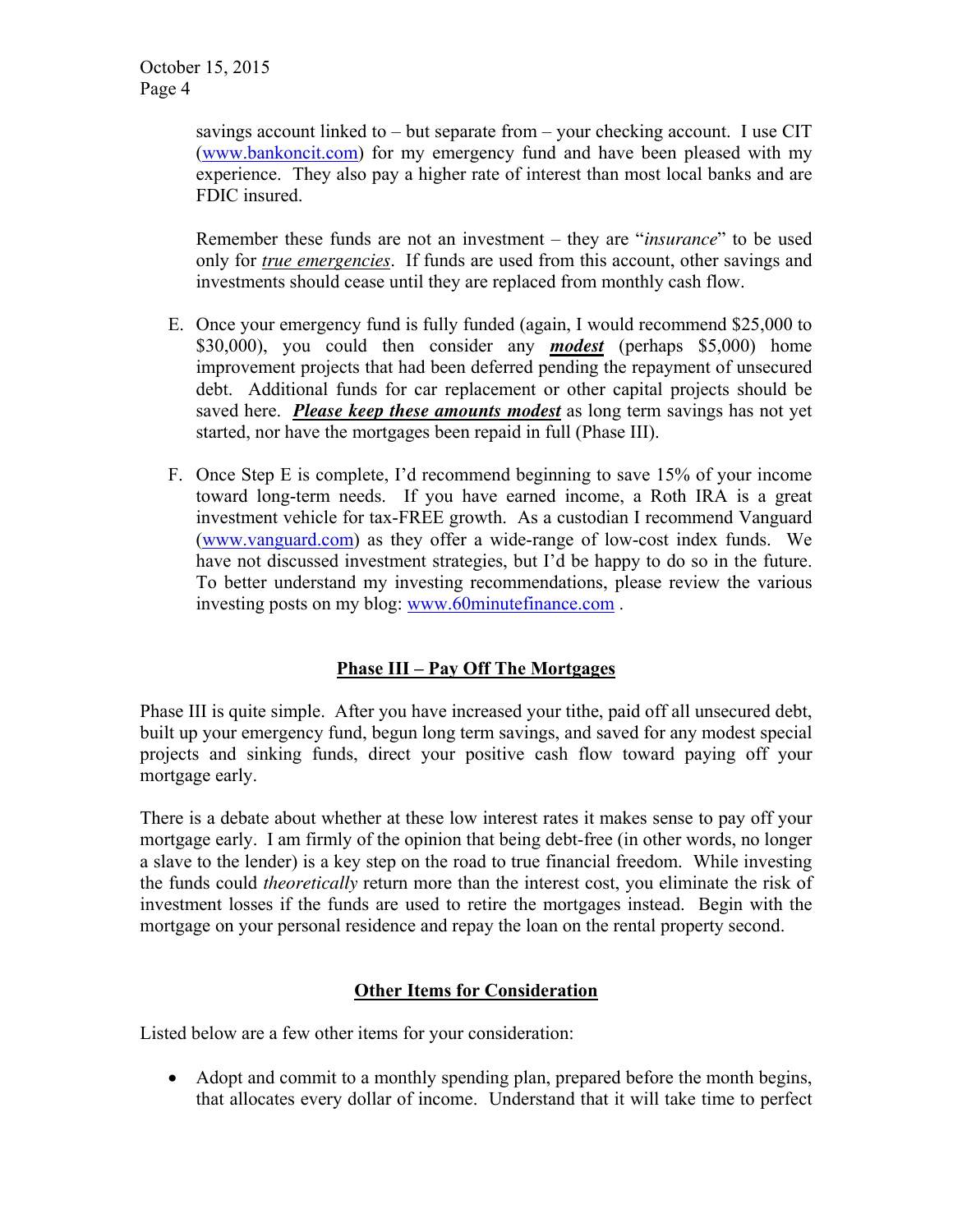savings account linked to – but separate from – your checking account. I use CIT (www.bankoncit.com) for my emergency fund and have been pleased with my experience. They also pay a higher rate of interest than most local banks and are FDIC insured.

Remember these funds are not an investment – they are "*insurance*" to be used only for ***true emergencies***. If funds are used from this account, other savings and investments should cease until they are replaced from monthly cash flow.

E. Once your emergency fund is fully funded (again, I would recommend $25,000 to $30,000), you could then consider any ***modest*** (perhaps $5,000) home improvement projects that had been deferred pending the repayment of unsecured debt. Additional funds for car replacement or other capital projects should be saved here. ***Please keep these amounts modest*** as long term savings has not yet started, nor have the mortgages been repaid in full (Phase III).

F. Once Step E is complete, I'd recommend beginning to save 15% of your income toward long-term needs. If you have earned income, a Roth IRA is a great investment vehicle for tax-FREE growth. As a custodian I recommend Vanguard (www.vanguard.com) as they offer a wide-range of low-cost index funds. We have not discussed investment strategies, but I'd be happy to do so in the future. To better understand my investing recommendations, please review the various investing posts on my blog: www.60minutefinance.com .

## Phase III – Pay Off The Mortgages

Phase III is quite simple. After you have increased your tithe, paid off all unsecured debt, built up your emergency fund, begun long term savings, and saved for any modest special projects and sinking funds, direct your positive cash flow toward paying off your mortgage early.

There is a debate about whether at these low interest rates it makes sense to pay off your mortgage early. I am firmly of the opinion that being debt-free (in other words, no longer a slave to the lender) is a key step on the road to true financial freedom. While investing the funds could *theoretically* return more than the interest cost, you eliminate the risk of investment losses if the funds are used to retire the mortgages instead. Begin with the mortgage on your personal residence and repay the loan on the rental property second.

## Other Items for Consideration

Listed below are a few other items for your consideration:

- Adopt and commit to a monthly spending plan, prepared before the month begins, that allocates every dollar of income. Understand that it will take time to perfect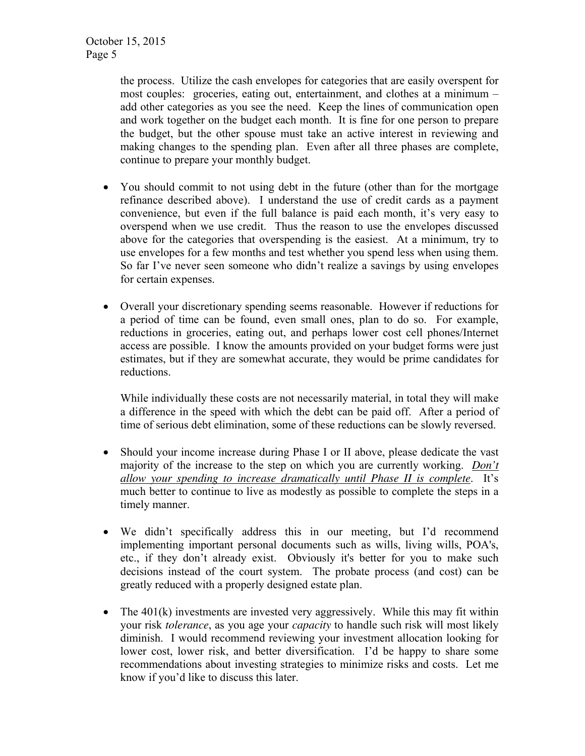the process. Utilize the cash envelopes for categories that are easily overspent for most couples: groceries, eating out, entertainment, and clothes at a minimum – add other categories as you see the need. Keep the lines of communication open and work together on the budget each month. It is fine for one person to prepare the budget, but the other spouse must take an active interest in reviewing and making changes to the spending plan. Even after all three phases are complete, continue to prepare your monthly budget.

- You should commit to not using debt in the future (other than for the mortgage refinance described above). I understand the use of credit cards as a payment convenience, but even if the full balance is paid each month, it's very easy to overspend when we use credit. Thus the reason to use the envelopes discussed above for the categories that overspending is the easiest. At a minimum, try to use envelopes for a few months and test whether you spend less when using them. So far I've never seen someone who didn't realize a savings by using envelopes for certain expenses.

- Overall your discretionary spending seems reasonable. However if reductions for a period of time can be found, even small ones, plan to do so. For example, reductions in groceries, eating out, and perhaps lower cost cell phones/Internet access are possible. I know the amounts provided on your budget forms were just estimates, but if they are somewhat accurate, they would be prime candidates for reductions.

  While individually these costs are not necessarily material, in total they will make a difference in the speed with which the debt can be paid off. After a period of time of serious debt elimination, some of these reductions can be slowly reversed.

- Should your income increase during Phase I or II above, please dedicate the vast majority of the increase to the step on which you are currently working. <u>*Don't allow your spending to increase dramatically until Phase II is complete*</u>. It's much better to continue to live as modestly as possible to complete the steps in a timely manner.

- We didn't specifically address this in our meeting, but I'd recommend implementing important personal documents such as wills, living wills, POA's, etc., if they don't already exist. Obviously it's better for you to make such decisions instead of the court system. The probate process (and cost) can be greatly reduced with a properly designed estate plan.

- The 401(k) investments are invested very aggressively. While this may fit within your risk *tolerance*, as you age your *capacity* to handle such risk will most likely diminish. I would recommend reviewing your investment allocation looking for lower cost, lower risk, and better diversification. I'd be happy to share some recommendations about investing strategies to minimize risks and costs. Let me know if you'd like to discuss this later.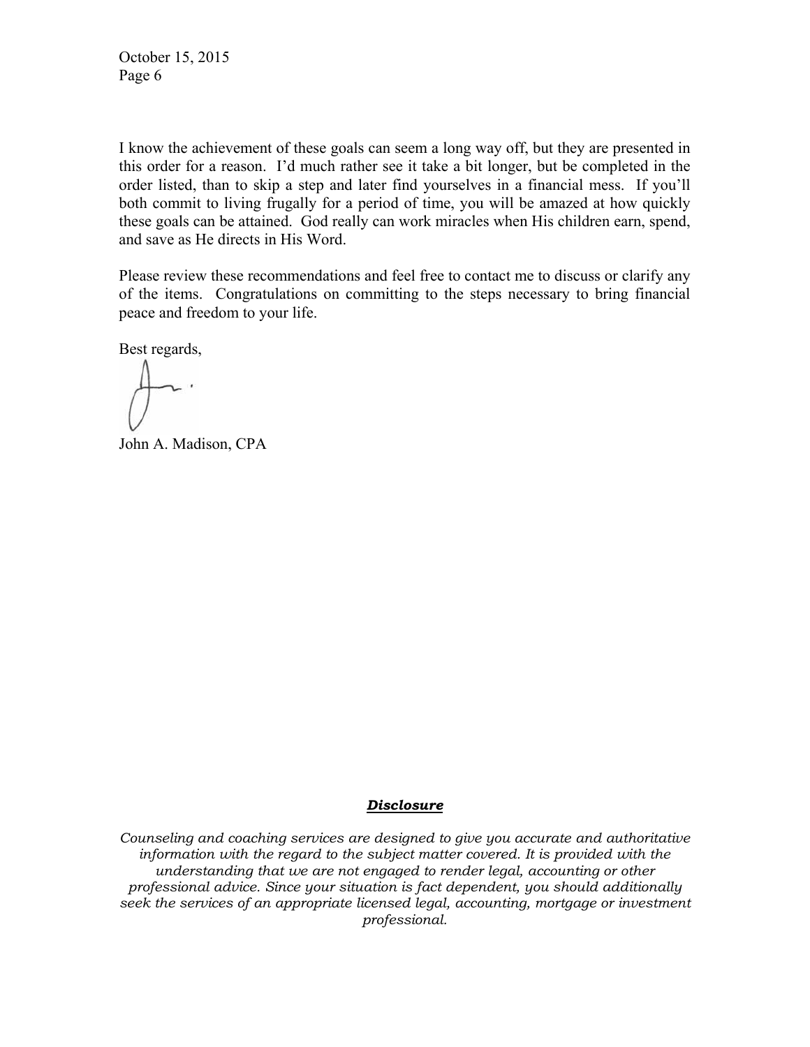I know the achievement of these goals can seem a long way off, but they are presented in this order for a reason. I'd much rather see it take a bit longer, but be completed in the order listed, than to skip a step and later find yourselves in a financial mess. If you'll both commit to living frugally for a period of time, you will be amazed at how quickly these goals can be attained. God really can work miracles when His children earn, spend, and save as He directs in His Word.

Please review these recommendations and feel free to contact me to discuss or clarify any of the items. Congratulations on committing to the steps necessary to bring financial peace and freedom to your life.

Best regards,

John A. Madison, CPA

***Disclosure***

*Counseling and coaching services are designed to give you accurate and authoritative information with the regard to the subject matter covered. It is provided with the understanding that we are not engaged to render legal, accounting or other professional advice. Since your situation is fact dependent, you should additionally seek the services of an appropriate licensed legal, accounting, mortgage or investment professional.*